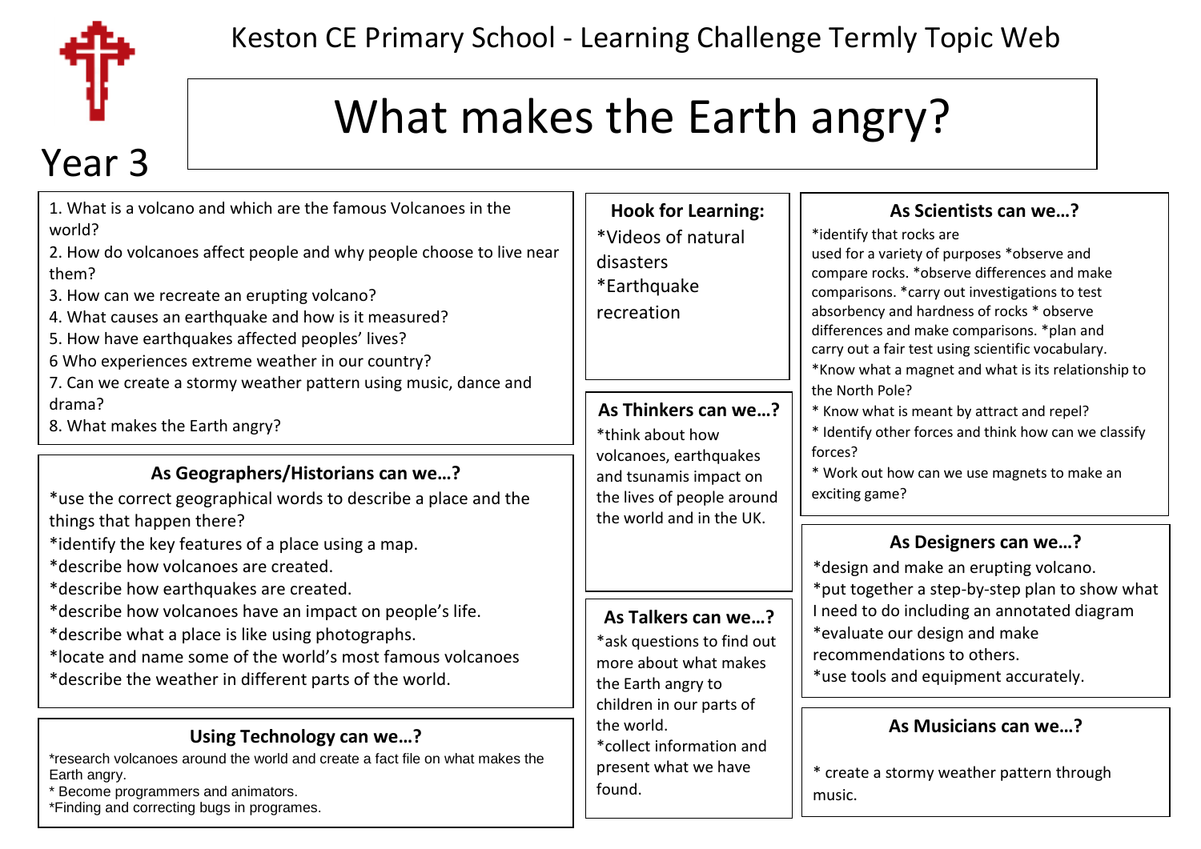Keston CE Primary School - Learning Challenge Termly Topic Web

Year 3

# What makes the Earth angry?

1. What is a volcano and which are the famous Volcanoes in the world?
2. How do volcanoes affect people and why people choose to live near them?
3. How can we recreate an erupting volcano?
4. What causes an earthquake and how is it measured?
5. How have earthquakes affected peoples' lives?
6 Who experiences extreme weather in our country?
7. Can we create a stormy weather pattern using music, dance and drama?
8. What makes the Earth angry?

### As Geographers/Historians can we…?

*use the correct geographical words to describe a place and the things that happen there?
*identify the key features of a place using a map.
*describe how volcanoes are created.
*describe how earthquakes are created.
*describe how volcanoes have an impact on people's life.
*describe what a place is like using photographs.
*locate and name some of the world's most famous volcanoes
*describe the weather in different parts of the world.

### Using Technology can we…?

*research volcanoes around the world and create a fact file on what makes the Earth angry.
* Become programmers and animators.
*Finding and correcting bugs in programes.

### Hook for Learning:

*Videos of natural disasters
*Earthquake recreation

### As Thinkers can we…?

*think about how volcanoes, earthquakes and tsunamis impact on the lives of people around the world and in the UK.

### As Talkers can we…?

*ask questions to find out more about what makes the Earth angry to children in our parts of the world.
*collect information and present what we have found.

### As Scientists can we…?

*identify that rocks are used for a variety of purposes *observe and compare rocks. *observe differences and make comparisons. *carry out investigations to test absorbency and hardness of rocks * observe differences and make comparisons. *plan and carry out a fair test using scientific vocabulary.
*Know what a magnet and what is its relationship to the North Pole?
* Know what is meant by attract and repel?
* Identify other forces and think how can we classify forces?
* Work out how can we use magnets to make an exciting game?

### As Designers can we…?

*design and make an erupting volcano.
*put together a step-by-step plan to show what I need to do including an annotated diagram
*evaluate our design and make recommendations to others.
*use tools and equipment accurately.

### As Musicians can we…?

* create a stormy weather pattern through music.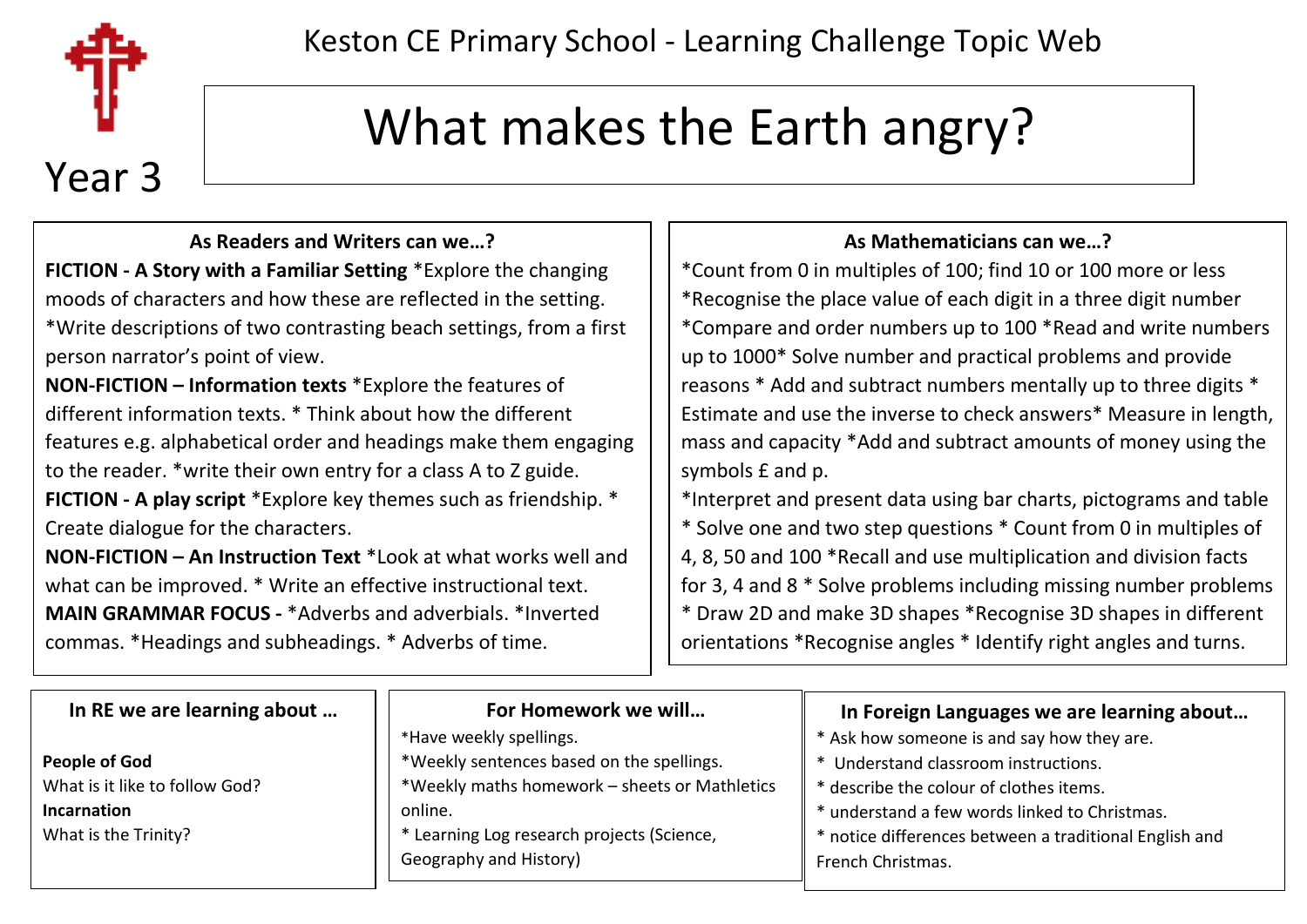Keston CE Primary School - Learning Challenge Topic Web

Year 3

# What makes the Earth angry?

## As Readers and Writers can we…?

**FICTION - A Story with a Familiar Setting** *Explore the changing moods of characters and how these are reflected in the setting. *Write descriptions of two contrasting beach settings, from a first person narrator's point of view.

**NON-FICTION – Information texts** *Explore the features of different information texts. * Think about how the different features e.g. alphabetical order and headings make them engaging to the reader. *write their own entry for a class A to Z guide.

**FICTION - A play script** *Explore key themes such as friendship. * Create dialogue for the characters.

**NON-FICTION – An Instruction Text** *Look at what works well and what can be improved. * Write an effective instructional text.

**MAIN GRAMMAR FOCUS -** *Adverbs and adverbials. *Inverted commas. *Headings and subheadings. * Adverbs of time.

## As Mathematicians can we…?

*Count from 0 in multiples of 100; find 10 or 100 more or less *Recognise the place value of each digit in a three digit number *Compare and order numbers up to 100 *Read and write numbers up to 1000* Solve number and practical problems and provide reasons * Add and subtract numbers mentally up to three digits * Estimate and use the inverse to check answers* Measure in length, mass and capacity *Add and subtract amounts of money using the symbols £ and p.

*Interpret and present data using bar charts, pictograms and table * Solve one and two step questions * Count from 0 in multiples of 4, 8, 50 and 100 *Recall and use multiplication and division facts for 3, 4 and 8 * Solve problems including missing number problems * Draw 2D and make 3D shapes *Recognise 3D shapes in different orientations *Recognise angles * Identify right angles and turns.

## In RE we are learning about …

**People of God**

What is it like to follow God?

**Incarnation**

What is the Trinity?

## For Homework we will…

*Have weekly spellings.

*Weekly sentences based on the spellings.

*Weekly maths homework – sheets or Mathletics online.

* Learning Log research projects (Science, Geography and History)

## In Foreign Languages we are learning about…

* Ask how someone is and say how they are.
* Understand classroom instructions.
* describe the colour of clothes items.
* understand a few words linked to Christmas.
* notice differences between a traditional English and French Christmas.